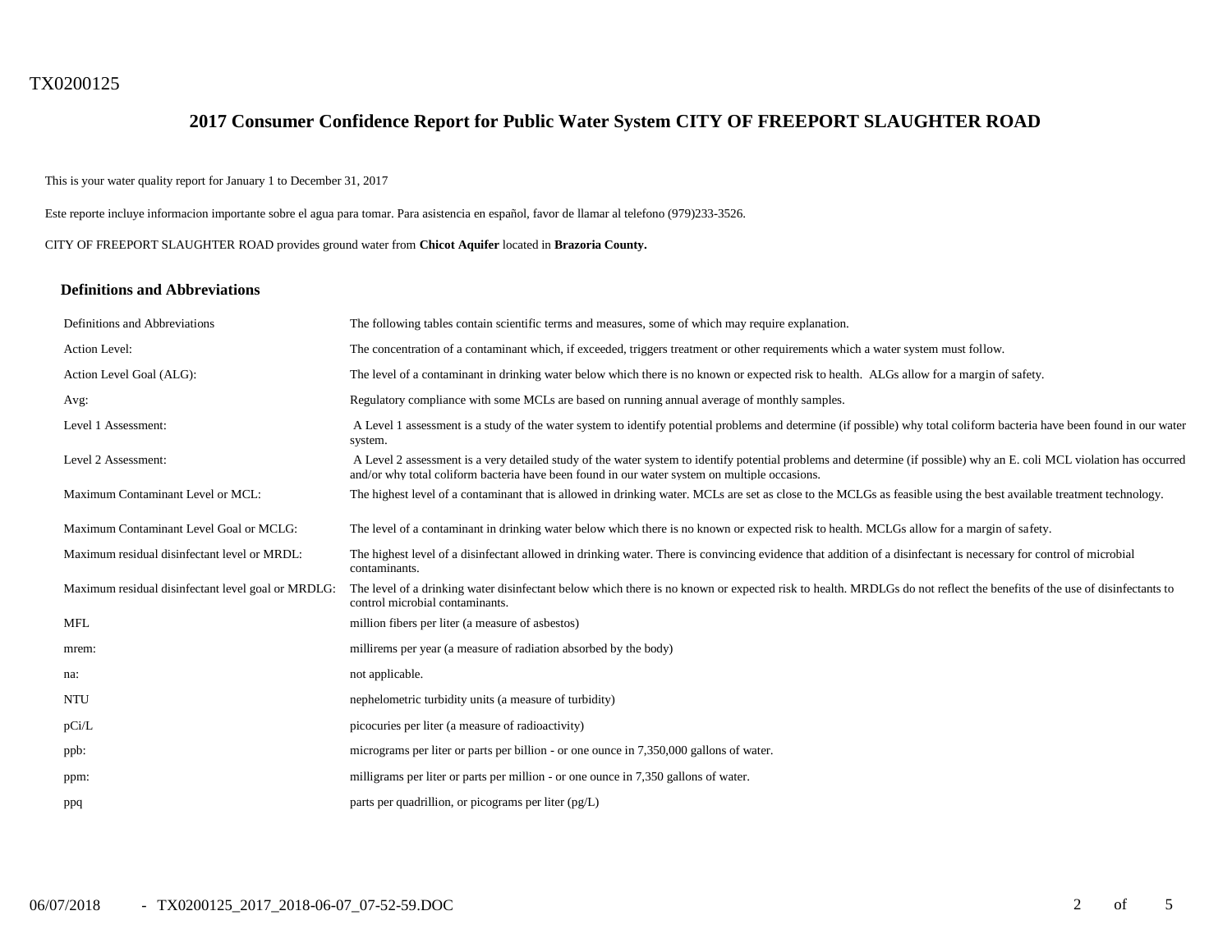TX0200125

# 2017 Consumer Confidence Report for Public Water System CITY OF FREEPORT SLAUGHTER ROAD

This is your water quality report for January 1 to December 31, 2017

Este reporte incluye informacion importante sobre el agua para tomar. Para asistencia en español, favor de llamar al telefono (979)233-3526.

CITY OF FREEPORT SLAUGHTER ROAD provides ground water from **Chicot Aquifer** located in **Brazoria County.**

## Definitions and Abbreviations

| Definitions and Abbreviations | The following tables contain scientific terms and measures, some of which may require explanation. |
|---|---|
| Action Level: | The concentration of a contaminant which, if exceeded, triggers treatment or other requirements which a water system must follow. |
| Action Level Goal (ALG): | The level of a contaminant in drinking water below which there is no known or expected risk to health. ALGs allow for a margin of safety. |
| Avg: | Regulatory compliance with some MCLs are based on running annual average of monthly samples. |
| Level 1 Assessment: | A Level 1 assessment is a study of the water system to identify potential problems and determine (if possible) why total coliform bacteria have been found in our water system. |
| Level 2 Assessment: | A Level 2 assessment is a very detailed study of the water system to identify potential problems and determine (if possible) why an E. coli MCL violation has occurred and/or why total coliform bacteria have been found in our water system on multiple occasions. |
| Maximum Contaminant Level or MCL: | The highest level of a contaminant that is allowed in drinking water. MCLs are set as close to the MCLGs as feasible using the best available treatment technology. |
| Maximum Contaminant Level Goal or MCLG: | The level of a contaminant in drinking water below which there is no known or expected risk to health. MCLGs allow for a margin of safety. |
| Maximum residual disinfectant level or MRDL: | The highest level of a disinfectant allowed in drinking water. There is convincing evidence that addition of a disinfectant is necessary for control of microbial contaminants. |
| Maximum residual disinfectant level goal or MRDLG: | The level of a drinking water disinfectant below which there is no known or expected risk to health. MRDLGs do not reflect the benefits of the use of disinfectants to control microbial contaminants. |
| MFL | million fibers per liter (a measure of asbestos) |
| mrem: | millirems per year (a measure of radiation absorbed by the body) |
| na: | not applicable. |
| NTU | nephelometric turbidity units (a measure of turbidity) |
| pCi/L | picocuries per liter (a measure of radioactivity) |
| ppb: | micrograms per liter or parts per billion - or one ounce in 7,350,000 gallons of water. |
| ppm: | milligrams per liter or parts per million - or one ounce in 7,350 gallons of water. |
| ppq | parts per quadrillion, or picograms per liter (pg/L) |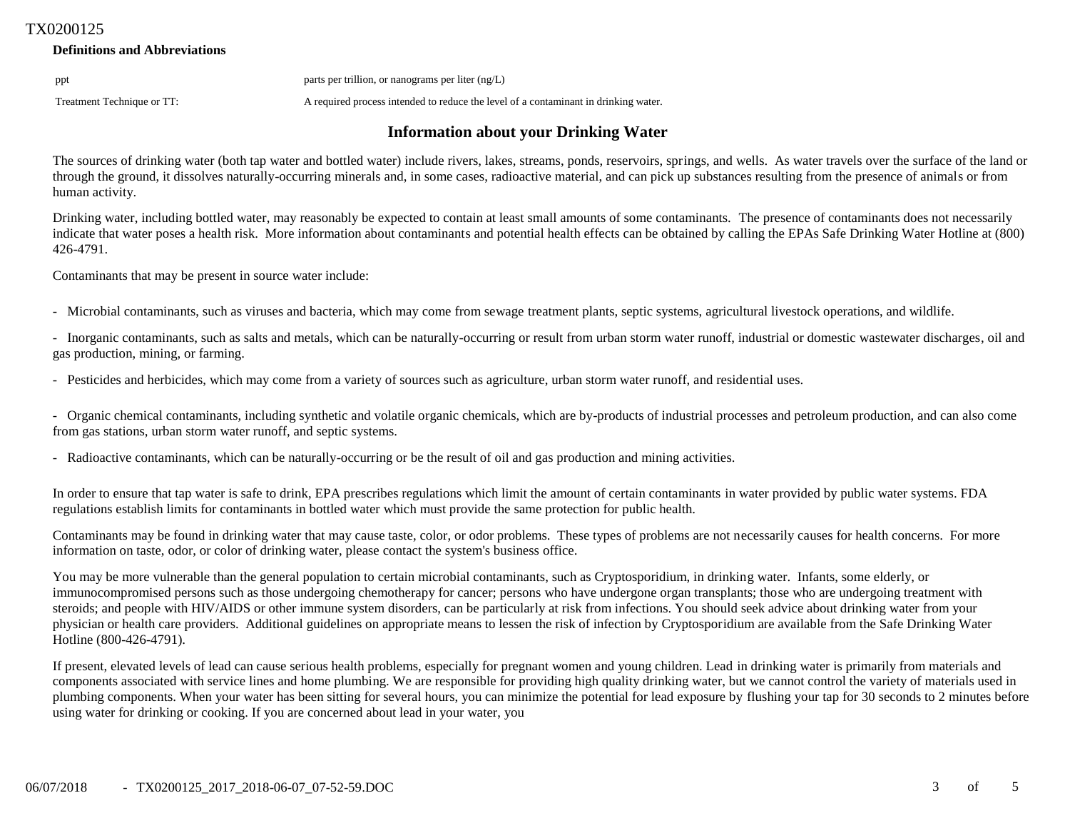### Definitions and Abbreviations

| | |
|---|---|
| ppt | parts per trillion, or nanograms per liter (ng/L) |
| Treatment Technique or TT: | A required process intended to reduce the level of a contaminant in drinking water. |

## Information about your Drinking Water

The sources of drinking water (both tap water and bottled water) include rivers, lakes, streams, ponds, reservoirs, springs, and wells. As water travels over the surface of the land or through the ground, it dissolves naturally-occurring minerals and, in some cases, radioactive material, and can pick up substances resulting from the presence of animals or from human activity.

Drinking water, including bottled water, may reasonably be expected to contain at least small amounts of some contaminants. The presence of contaminants does not necessarily indicate that water poses a health risk. More information about contaminants and potential health effects can be obtained by calling the EPAs Safe Drinking Water Hotline at (800) 426-4791.

Contaminants that may be present in source water include:

- Microbial contaminants, such as viruses and bacteria, which may come from sewage treatment plants, septic systems, agricultural livestock operations, and wildlife.

- Inorganic contaminants, such as salts and metals, which can be naturally-occurring or result from urban storm water runoff, industrial or domestic wastewater discharges, oil and gas production, mining, or farming.

- Pesticides and herbicides, which may come from a variety of sources such as agriculture, urban storm water runoff, and residential uses.

- Organic chemical contaminants, including synthetic and volatile organic chemicals, which are by-products of industrial processes and petroleum production, and can also come from gas stations, urban storm water runoff, and septic systems.

- Radioactive contaminants, which can be naturally-occurring or be the result of oil and gas production and mining activities.

In order to ensure that tap water is safe to drink, EPA prescribes regulations which limit the amount of certain contaminants in water provided by public water systems. FDA regulations establish limits for contaminants in bottled water which must provide the same protection for public health.

Contaminants may be found in drinking water that may cause taste, color, or odor problems. These types of problems are not necessarily causes for health concerns. For more information on taste, odor, or color of drinking water, please contact the system's business office.

You may be more vulnerable than the general population to certain microbial contaminants, such as Cryptosporidium, in drinking water. Infants, some elderly, or immunocompromised persons such as those undergoing chemotherapy for cancer; persons who have undergone organ transplants; those who are undergoing treatment with steroids; and people with HIV/AIDS or other immune system disorders, can be particularly at risk from infections. You should seek advice about drinking water from your physician or health care providers. Additional guidelines on appropriate means to lessen the risk of infection by Cryptosporidium are available from the Safe Drinking Water Hotline (800-426-4791).

If present, elevated levels of lead can cause serious health problems, especially for pregnant women and young children. Lead in drinking water is primarily from materials and components associated with service lines and home plumbing. We are responsible for providing high quality drinking water, but we cannot control the variety of materials used in plumbing components. When your water has been sitting for several hours, you can minimize the potential for lead exposure by flushing your tap for 30 seconds to 2 minutes before using water for drinking or cooking. If you are concerned about lead in your water, you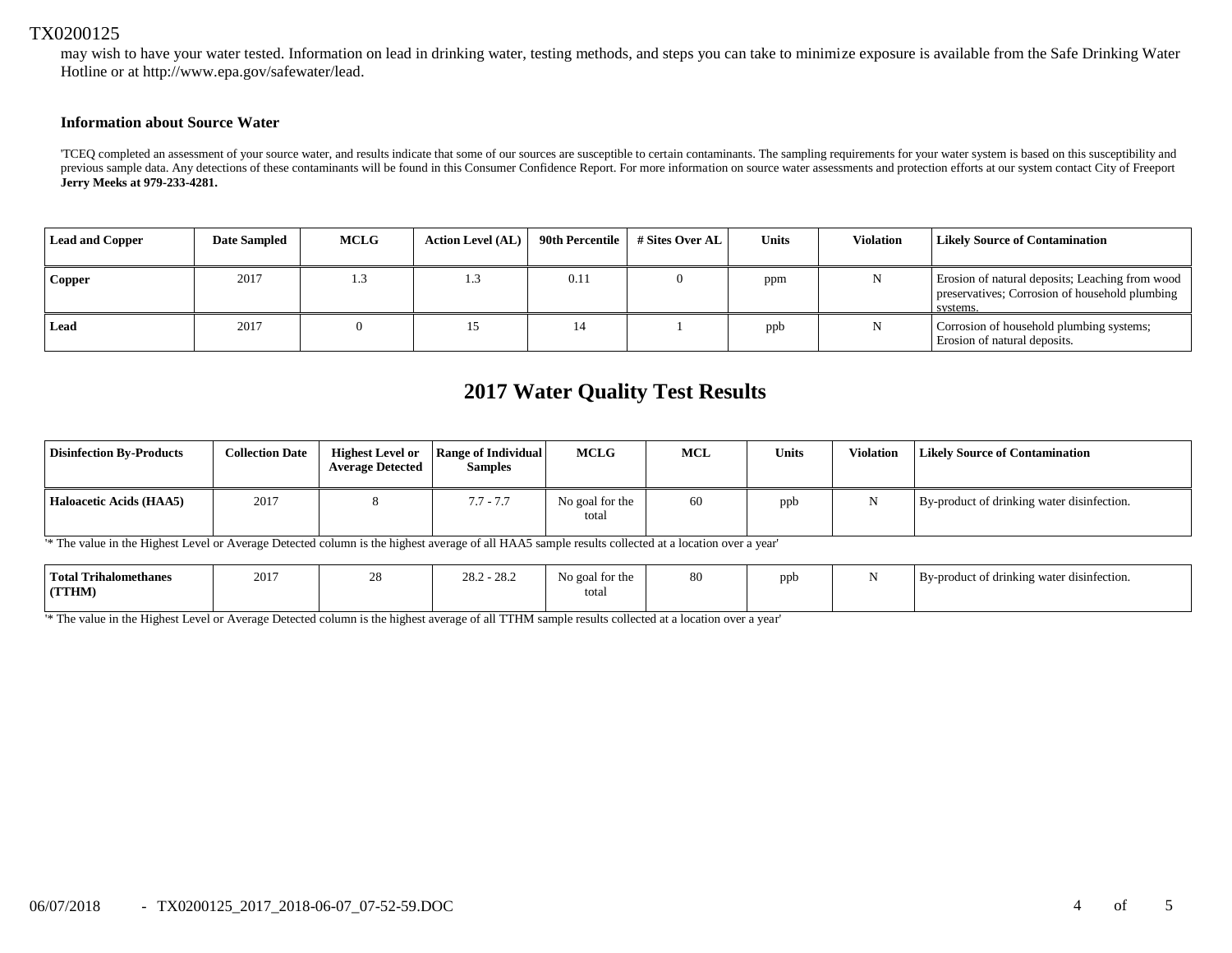may wish to have your water tested. Information on lead in drinking water, testing methods, and steps you can take to minimize exposure is available from the Safe Drinking Water Hotline or at http://www.epa.gov/safewater/lead.

### Information about Source Water

'TCEQ completed an assessment of your source water, and results indicate that some of our sources are susceptible to certain contaminants. The sampling requirements for your water system is based on this susceptibility and previous sample data. Any detections of these contaminants will be found in this Consumer Confidence Report. For more information on source water assessments and protection efforts at our system contact City of Freeport **Jerry Meeks at 979-233-4281.**

| Lead and Copper | Date Sampled | MCLG | Action Level (AL) | 90th Percentile | # Sites Over AL | Units | Violation | Likely Source of Contamination |
|---|---|---|---|---|---|---|---|---|
| **Copper** | 2017 | 1.3 | 1.3 | 0.11 | 0 | ppm | N | Erosion of natural deposits; Leaching from wood preservatives; Corrosion of household plumbing systems. |
| **Lead** | 2017 | 0 | 15 | 14 | 1 | ppb | N | Corrosion of household plumbing systems; Erosion of natural deposits. |

## 2017 Water Quality Test Results

| Disinfection By-Products | Collection Date | Highest Level or Average Detected | Range of Individual Samples | MCLG | MCL | Units | Violation | Likely Source of Contamination |
|---|---|---|---|---|---|---|---|---|
| **Haloacetic Acids (HAA5)** | 2017 | 8 | 7.7 - 7.7 | No goal for the total | 60 | ppb | N | By-product of drinking water disinfection. |

'* The value in the Highest Level or Average Detected column is the highest average of all HAA5 sample results collected at a location over a year'

| Disinfection By-Products | Collection Date | Highest Level or Average Detected | Range of Individual Samples | MCLG | MCL | Units | Violation | Likely Source of Contamination |
|---|---|---|---|---|---|---|---|---|
| **Total Trihalomethanes (TTHM)** | 2017 | 28 | 28.2 - 28.2 | No goal for the total | 80 | ppb | N | By-product of drinking water disinfection. |

'* The value in the Highest Level or Average Detected column is the highest average of all TTHM sample results collected at a location over a year'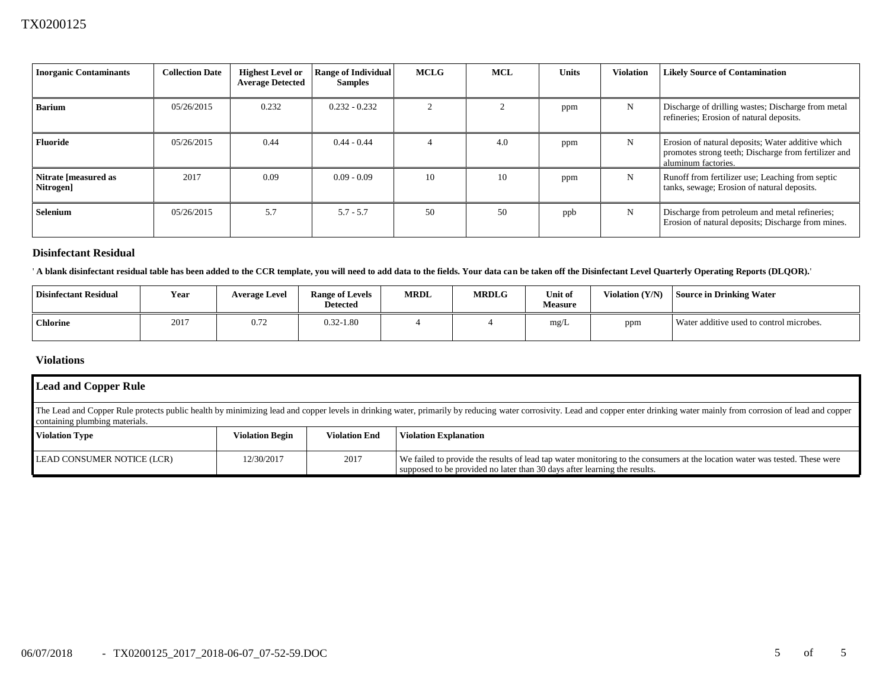| Inorganic Contaminants | Collection Date | Highest Level or Average Detected | Range of Individual Samples | MCLG | MCL | Units | Violation | Likely Source of Contamination |
|---|---|---|---|---|---|---|---|---|
| Barium | 05/26/2015 | 0.232 | 0.232 - 0.232 | 2 | 2 | ppm | N | Discharge of drilling wastes; Discharge from metal refineries; Erosion of natural deposits. |
| Fluoride | 05/26/2015 | 0.44 | 0.44 - 0.44 | 4 | 4.0 | ppm | N | Erosion of natural deposits; Water additive which promotes strong teeth; Discharge from fertilizer and aluminum factories. |
| Nitrate [measured as Nitrogen] | 2017 | 0.09 | 0.09 - 0.09 | 10 | 10 | ppm | N | Runoff from fertilizer use; Leaching from septic tanks, sewage; Erosion of natural deposits. |
| Selenium | 05/26/2015 | 5.7 | 5.7 - 5.7 | 50 | 50 | ppb | N | Discharge from petroleum and metal refineries; Erosion of natural deposits; Discharge from mines. |

## Disinfectant Residual

' **A blank disinfectant residual table has been added to the CCR template, you will need to add data to the fields. Your data can be taken off the Disinfectant Level Quarterly Operating Reports (DLQOR).**'

| Disinfectant Residual | Year | Average Level | Range of Levels Detected | MRDL | MRDLG | Unit of Measure | Violation (Y/N) | Source in Drinking Water |
|---|---|---|---|---|---|---|---|---|
| Chlorine | 2017 | 0.72 | 0.32-1.80 | 4 | 4 | mg/L | ppm | Water additive used to control microbes. |

## Violations

### Lead and Copper Rule

The Lead and Copper Rule protects public health by minimizing lead and copper levels in drinking water, primarily by reducing water corrosivity. Lead and copper enter drinking water mainly from corrosion of lead and copper containing plumbing materials.

| Violation Type | Violation Begin | Violation End | Violation Explanation |
|---|---|---|---|
| LEAD CONSUMER NOTICE (LCR) | 12/30/2017 | 2017 | We failed to provide the results of lead tap water monitoring to the consumers at the location water was tested. These were supposed to be provided no later than 30 days after learning the results. |